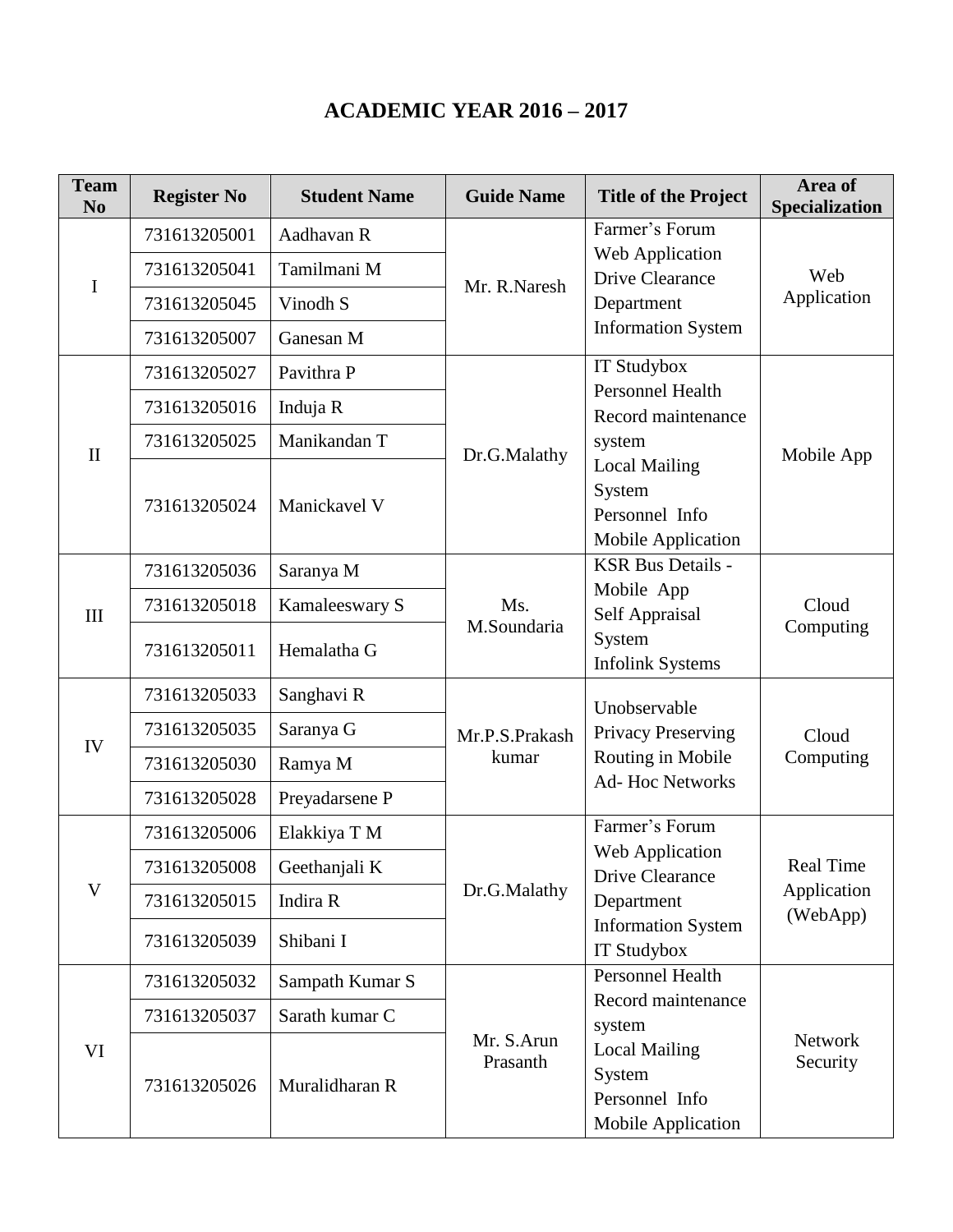# ACADEMIC YEAR 2016 – 2017

| Team No | Register No | Student Name | Guide Name | Title of the Project | Area of Specialization |
|---|---|---|---|---|---|
| I | 731613205001 | Aadhavan R | Mr. R.Naresh | Farmer's Forum Web Application Drive Clearance Department Information System | Web Application |
| | 731613205041 | Tamilmani M | | | |
| | 731613205045 | Vinodh S | | | |
| | 731613205007 | Ganesan M | | | |
| II | 731613205027 | Pavithra P | Dr.G.Malathy | IT Studybox Personnel Health Record maintenance system Local Mailing System Personnel Info Mobile Application | Mobile App |
| | 731613205016 | Induja R | | | |
| | 731613205025 | Manikandan T | | | |
| | 731613205024 | Manickavel V | | | |
| III | 731613205036 | Saranya M | Ms. M.Soundaria | KSR Bus Details - Mobile App Self Appraisal System Infolink Systems | Cloud Computing |
| | 731613205018 | Kamaleeswary S | | | |
| | 731613205011 | Hemalatha G | | | |
| IV | 731613205033 | Sanghavi R | Mr.P.S.Prakash kumar | Unobservable Privacy Preserving Routing in Mobile Ad- Hoc Networks | Cloud Computing |
| | 731613205035 | Saranya G | | | |
| | 731613205030 | Ramya M | | | |
| | 731613205028 | Preyadarsene P | | | |
| V | 731613205006 | Elakkiya T M | Dr.G.Malathy | Farmer's Forum Web Application Drive Clearance Department Information System IT Studybox | Real Time Application (WebApp) |
| | 731613205008 | Geethanjali K | | | |
| | 731613205015 | Indira R | | | |
| | 731613205039 | Shibani I | | | |
| VI | 731613205032 | Sampath Kumar S | Mr. S.Arun Prasanth | Personnel Health Record maintenance system Local Mailing System Personnel Info Mobile Application | Network Security |
| | 731613205037 | Sarath kumar C | | | |
| | 731613205026 | Muralidharan R | | | |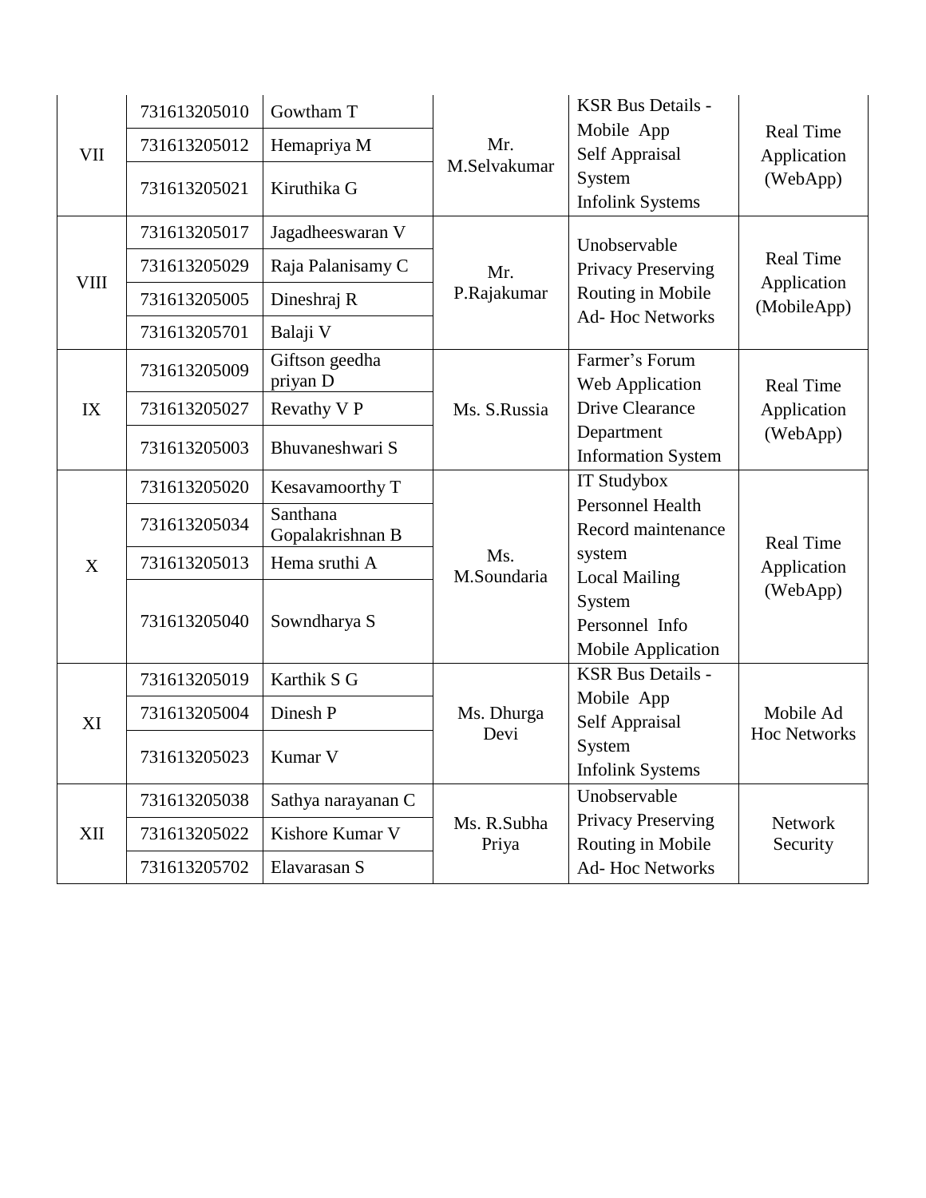| | | | | | |
|---|---|---|---|---|---|
| VII | 731613205010 | Gowtham T | Mr. M.Selvakumar | KSR Bus Details - Mobile App<br>Self Appraisal System<br>Infolink Systems | Real Time Application (WebApp) |
| | 731613205012 | Hemapriya M | | | |
| | 731613205021 | Kiruthika G | | | |
| VIII | 731613205017 | Jagadheeswaran V | Mr. P.Rajakumar | Unobservable Privacy Preserving Routing in Mobile Ad- Hoc Networks | Real Time Application (MobileApp) |
| | 731613205029 | Raja Palanisamy C | | | |
| | 731613205005 | Dineshraj R | | | |
| | 731613205701 | Balaji V | | | |
| IX | 731613205009 | Giftson geedha priyan D | Ms. S.Russia | Farmer's Forum Web Application<br>Drive Clearance Department Information System | Real Time Application (WebApp) |
| | 731613205027 | Revathy V P | | | |
| | 731613205003 | Bhuvaneshwari S | | | |
| X | 731613205020 | Kesavamoorthy T | Ms. M.Soundaria | IT Studybox<br>Personnel Health Record maintenance system<br>Local Mailing System<br>Personnel Info Mobile Application | Real Time Application (WebApp) |
| | 731613205034 | Santhana Gopalakrishnan B | | | |
| | 731613205013 | Hema sruthi A | | | |
| | 731613205040 | Sowndharya S | | | |
| XI | 731613205019 | Karthik S G | Ms. Dhurga Devi | KSR Bus Details - Mobile App<br>Self Appraisal System<br>Infolink Systems | Mobile Ad Hoc Networks |
| | 731613205004 | Dinesh P | | | |
| | 731613205023 | Kumar V | | | |
| XII | 731613205038 | Sathya narayanan C | Ms. R.Subha Priya | Unobservable Privacy Preserving Routing in Mobile Ad- Hoc Networks | Network Security |
| | 731613205022 | Kishore Kumar V | | | |
| | 731613205702 | Elavarasan S | | | |